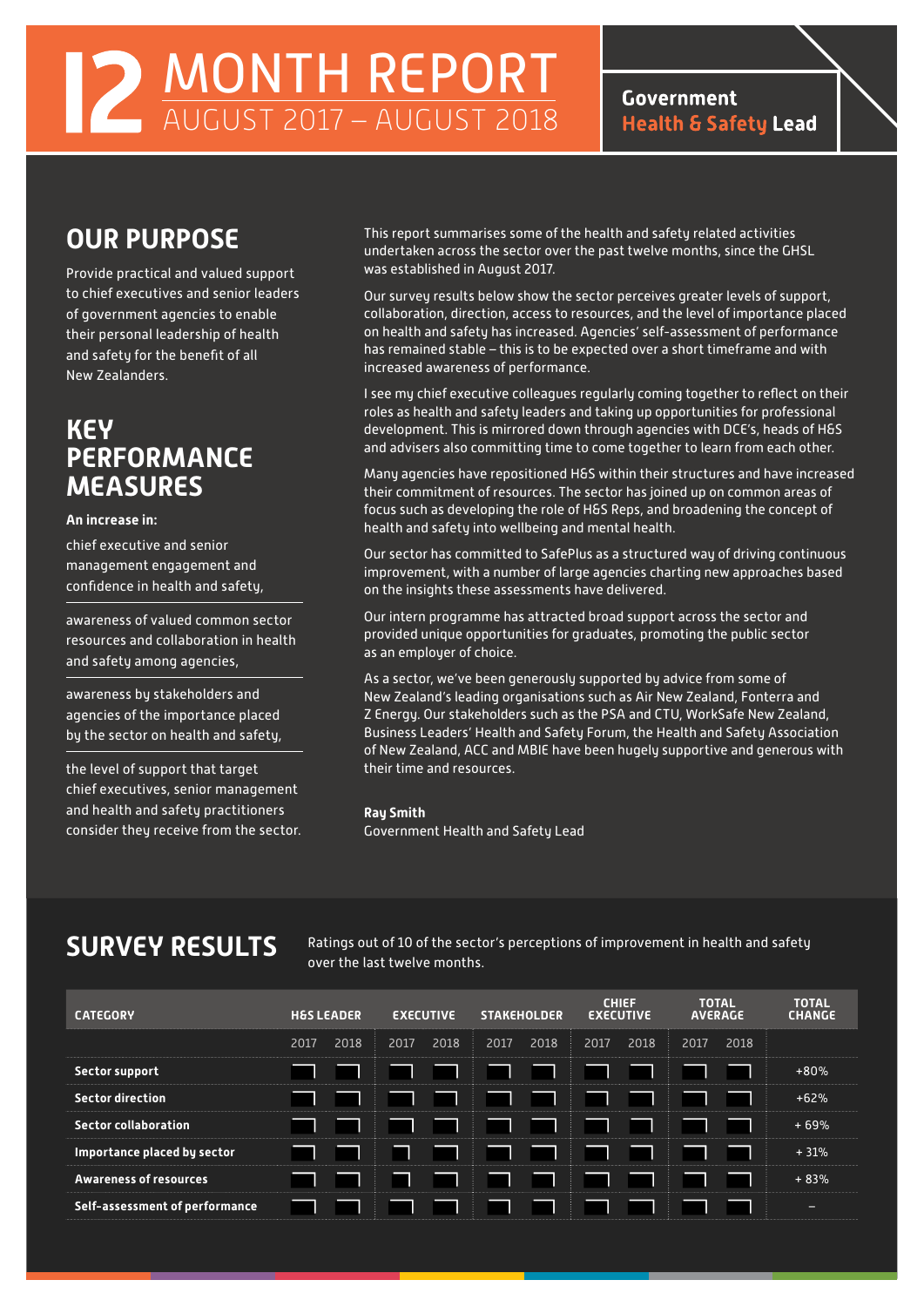# 12 MONTH REPORT AUGUST 2017 – AUGUST 2018

**Government Health & Safety Lead**

## OUR PURPOSE

Provide practical and valued support to chief executives and senior leaders of government agencies to enable their personal leadership of health and safety for the benefit of all New Zealanders.

## KEY PERFORMANCE MEASURES

**An increase in:**

- chief executive and senior management engagement and confidence in health and safety,
- awareness of valued common sector resources and collaboration in health and safety among agencies,
- awareness by stakeholders and agencies of the importance placed by the sector on health and safety,
- the level of support that target chief executives, senior management and health and safety practitioners consider they receive from the sector.

This report summarises some of the health and safety related activities undertaken across the sector over the past twelve months, since the GHSL was established in August 2017.

Our survey results below show the sector perceives greater levels of support, collaboration, direction, access to resources, and the level of importance placed on health and safety has increased. Agencies' self-assessment of performance has remained stable – this is to be expected over a short timeframe and with increased awareness of performance.

I see my chief executive colleagues regularly coming together to reflect on their roles as health and safety leaders and taking up opportunities for professional development. This is mirrored down through agencies with DCE's, heads of H&S and advisers also committing time to come together to learn from each other.

Many agencies have repositioned H&S within their structures and have increased their commitment of resources. The sector has joined up on common areas of focus such as developing the role of H&S Reps, and broadening the concept of health and safety into wellbeing and mental health.

Our sector has committed to SafePlus as a structured way of driving continuous improvement, with a number of large agencies charting new approaches based on the insights these assessments have delivered.

Our intern programme has attracted broad support across the sector and provided unique opportunities for graduates, promoting the public sector as an employer of choice.

As a sector, we've been generously supported by advice from some of New Zealand's leading organisations such as Air New Zealand, Fonterra and Z Energy. Our stakeholders such as the PSA and CTU, WorkSafe New Zealand, Business Leaders' Health and Safety Forum, the Health and Safety Association of New Zealand, ACC and MBIE have been hugely supportive and generous with their time and resources.

**Ray Smith**
Government Health and Safety Lead

## SURVEY RESULTS

Ratings out of 10 of the sector's perceptions of improvement in health and safety over the last twelve months.

| CATEGORY | H&S LEADER | | EXECUTIVE | | STAKEHOLDER | | CHIEF EXECUTIVE | | TOTAL AVERAGE | | TOTAL CHANGE |
|---|---|---|---|---|---|---|---|---|---|---|---|
| | 2017 | 2018 | 2017 | 2018 | 2017 | 2018 | 2017 | 2018 | 2017 | 2018 | |
| **Sector support** | | | | | | | | | | | +80% |
| **Sector direction** | | | | | | | | | | | +62% |
| **Sector collaboration** | | | | | | | | | | | + 69% |
| **Importance placed by sector** | | | | | | | | | | | + 31% |
| **Awareness of resources** | | | | | | | | | | | + 83% |
| **Self-assessment of performance** | | | | | | | | | | | – |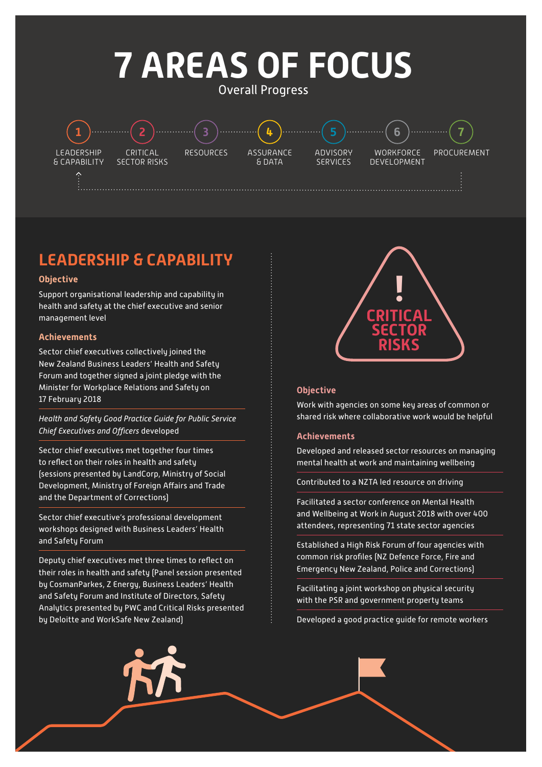# 7 AREAS OF FOCUS

Overall Progress

1. LEADERSHIP & CAPABILITY
2. CRITICAL SECTOR RISKS
3. RESOURCES
4. ASSURANCE & DATA
5. ADVISORY SERVICES
6. WORKFORCE DEVELOPMENT
7. PROCUREMENT

## LEADERSHIP & CAPABILITY

### Objective

Support organisational leadership and capability in health and safety at the chief executive and senior management level

### Achievements

Sector chief executives collectively joined the New Zealand Business Leaders' Health and Safety Forum and together signed a joint pledge with the Minister for Workplace Relations and Safety on 17 February 2018

*Health and Safety Good Practice Guide for Public Service Chief Executives and Officers* developed

Sector chief executives met together four times to reflect on their roles in health and safety (sessions presented by LandCorp, Ministry of Social Development, Ministry of Foreign Affairs and Trade and the Department of Corrections)

Sector chief executive's professional development workshops designed with Business Leaders' Health and Safety Forum

Deputy chief executives met three times to reflect on their roles in health and safety (Panel session presented by CosmanParkes, Z Energy, Business Leaders' Health and Safety Forum and Institute of Directors, Safety Analytics presented by PWC and Critical Risks presented by Deloitte and WorkSafe New Zealand)

## CRITICAL SECTOR RISKS

### Objective

Work with agencies on some key areas of common or shared risk where collaborative work would be helpful

### Achievements

Developed and released sector resources on managing mental health at work and maintaining wellbeing

Contributed to a NZTA led resource on driving

Facilitated a sector conference on Mental Health and Wellbeing at Work in August 2018 with over 400 attendees, representing 71 state sector agencies

Established a High Risk Forum of four agencies with common risk profiles (NZ Defence Force, Fire and Emergency New Zealand, Police and Corrections)

Facilitating a joint workshop on physical security with the PSR and government property teams

Developed a good practice guide for remote workers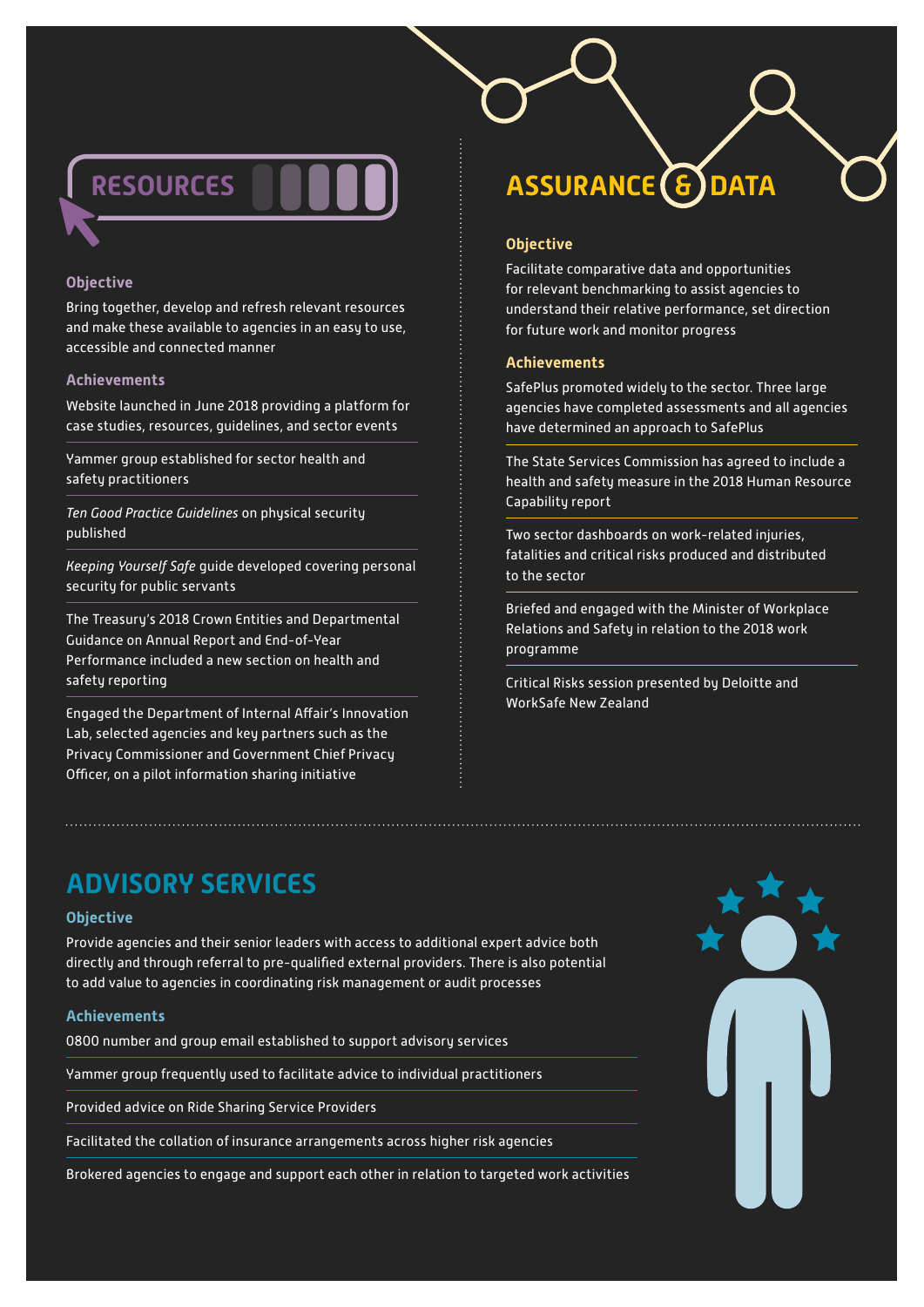## RESOURCES

### Objective

Bring together, develop and refresh relevant resources and make these available to agencies in an easy to use, accessible and connected manner

### Achievements

Website launched in June 2018 providing a platform for case studies, resources, guidelines, and sector events

Yammer group established for sector health and safety practitioners

*Ten Good Practice Guidelines* on physical security published

*Keeping Yourself Safe* guide developed covering personal security for public servants

The Treasury's 2018 Crown Entities and Departmental Guidance on Annual Report and End-of-Year Performance included a new section on health and safety reporting

Engaged the Department of Internal Affair's Innovation Lab, selected agencies and key partners such as the Privacy Commissioner and Government Chief Privacy Officer, on a pilot information sharing initiative

## ASSURANCE & DATA

### Objective

Facilitate comparative data and opportunities for relevant benchmarking to assist agencies to understand their relative performance, set direction for future work and monitor progress

### Achievements

SafePlus promoted widely to the sector. Three large agencies have completed assessments and all agencies have determined an approach to SafePlus

The State Services Commission has agreed to include a health and safety measure in the 2018 Human Resource Capability report

Two sector dashboards on work-related injuries, fatalities and critical risks produced and distributed to the sector

Briefed and engaged with the Minister of Workplace Relations and Safety in relation to the 2018 work programme

Critical Risks session presented by Deloitte and WorkSafe New Zealand

## ADVISORY SERVICES

### Objective

Provide agencies and their senior leaders with access to additional expert advice both directly and through referral to pre-qualified external providers. There is also potential to add value to agencies in coordinating risk management or audit processes

### Achievements

0800 number and group email established to support advisory services

Yammer group frequently used to facilitate advice to individual practitioners

Provided advice on Ride Sharing Service Providers

Facilitated the collation of insurance arrangements across higher risk agencies

Brokered agencies to engage and support each other in relation to targeted work activities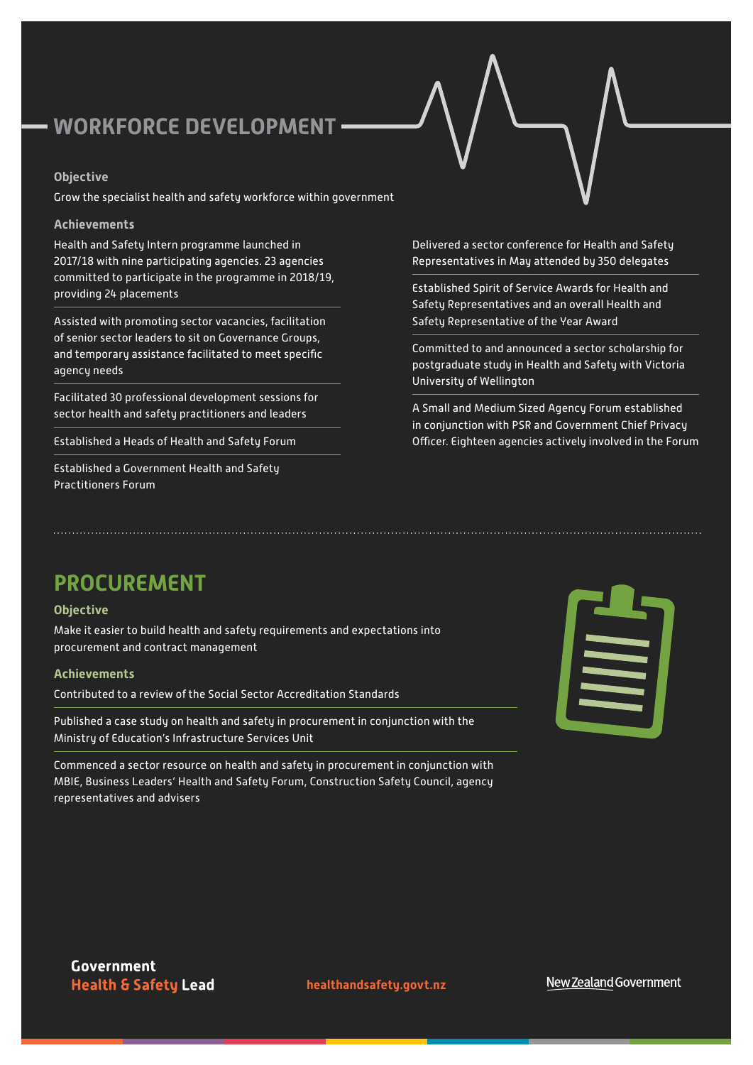## WORKFORCE DEVELOPMENT

### Objective

Grow the specialist health and safety workforce within government

### Achievements

Health and Safety Intern programme launched in 2017/18 with nine participating agencies. 23 agencies committed to participate in the programme in 2018/19, providing 24 placements

Assisted with promoting sector vacancies, facilitation of senior sector leaders to sit on Governance Groups, and temporary assistance facilitated to meet specific agency needs

Facilitated 30 professional development sessions for sector health and safety practitioners and leaders

Established a Heads of Health and Safety Forum

Established a Government Health and Safety Practitioners Forum

Delivered a sector conference for Health and Safety Representatives in May attended by 350 delegates

Established Spirit of Service Awards for Health and Safety Representatives and an overall Health and Safety Representative of the Year Award

Committed to and announced a sector scholarship for postgraduate study in Health and Safety with Victoria University of Wellington

A Small and Medium Sized Agency Forum established in conjunction with PSR and Government Chief Privacy Officer. Eighteen agencies actively involved in the Forum

## PROCUREMENT

### Objective

Make it easier to build health and safety requirements and expectations into procurement and contract management

### Achievements

Contributed to a review of the Social Sector Accreditation Standards

Published a case study on health and safety in procurement in conjunction with the Ministry of Education's Infrastructure Services Unit

Commenced a sector resource on health and safety in procurement in conjunction with MBIE, Business Leaders' Health and Safety Forum, Construction Safety Council, agency representatives and advisers